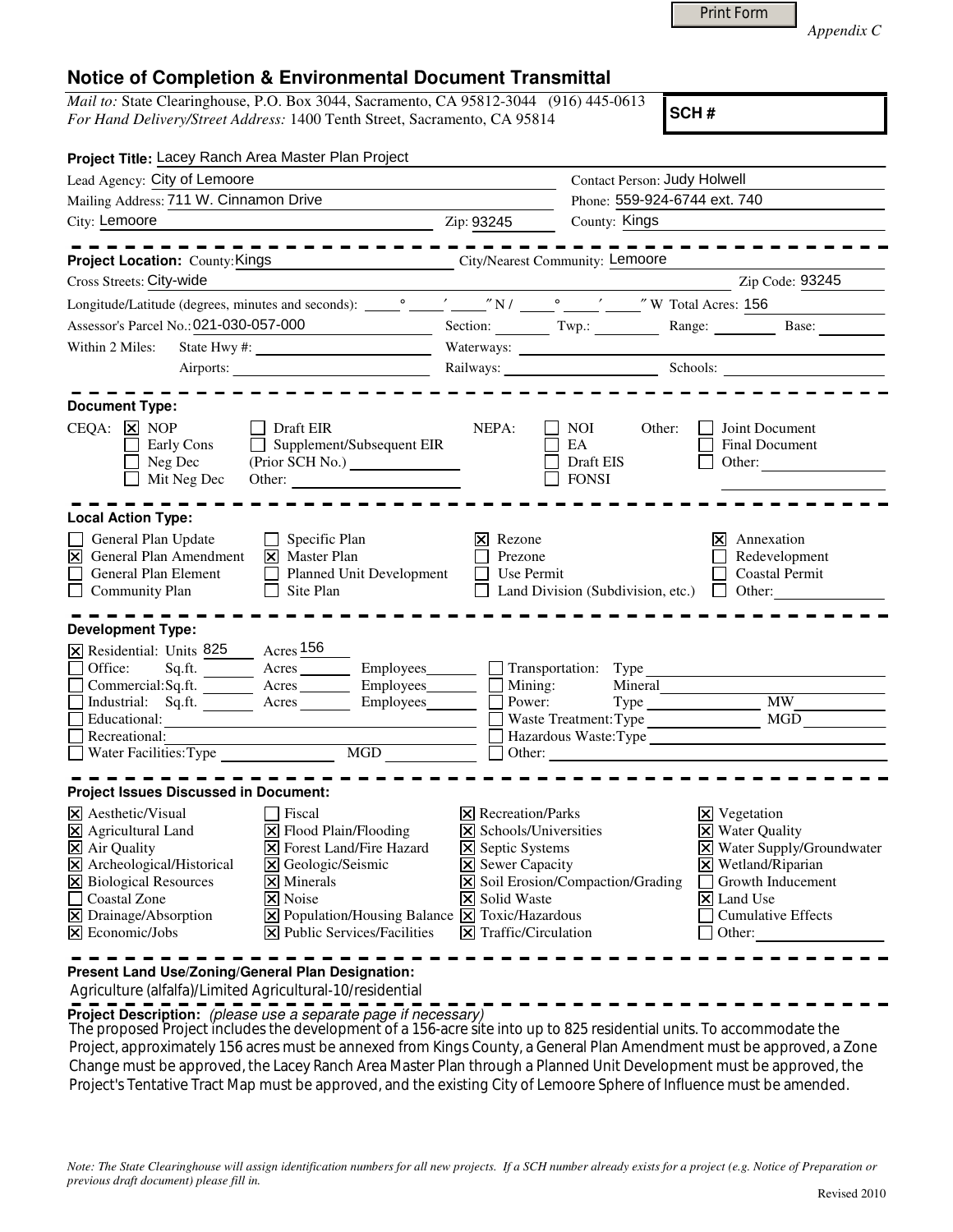*Appendix C*

## Notice of Completion & Environmental Document Transmittal

*Mail to:* State Clearinghouse, P.O. Box 3044, Sacramento, CA 95812-3044 (916) 445-0613
*For Hand Delivery/Street Address:* 1400 Tenth Street, Sacramento, CA 95814

**SCH #**

**Project Title:** Lacey Ranch Area Master Plan Project

Lead Agency: City of Lemoore
Contact Person: Judy Holwell
Mailing Address: 711 W. Cinnamon Drive
Phone: 559-924-6744 ext. 740
City: Lemoore
Zip: 93245
County: Kings

---

**Project Location:** County: Kings
City/Nearest Community: Lemoore
Cross Streets: City-wide
Zip Code: 93245
Longitude/Latitude (degrees, minutes and seconds): \_\_\_° \_\_\_′ \_\_\_″ N / \_\_\_° \_\_\_′ \_\_\_″ W Total Acres: 156
Assessor's Parcel No.: 021-030-057-000
Section: Twp.: Range: Base:
Within 2 Miles: State Hwy #: Waterways:
Airports: Railways: Schools:

---

**Document Type:**

CEQA:
- [x] NOP
- [ ] Early Cons
- [ ] Neg Dec
- [ ] Mit Neg Dec
- [ ] Draft EIR
- [ ] Supplement/Subsequent EIR (Prior SCH No.)
- Other:

NEPA:
- [ ] NOI
- [ ] EA
- [ ] Draft EIS
- [ ] FONSI

Other:
- [ ] Joint Document
- [ ] Final Document
- [ ] Other:

---

**Local Action Type:**

- [ ] General Plan Update
- [x] General Plan Amendment
- [ ] General Plan Element
- [ ] Community Plan
- [ ] Specific Plan
- [x] Master Plan
- [ ] Planned Unit Development
- [ ] Site Plan
- [x] Rezone
- [ ] Prezone
- [ ] Use Permit
- [ ] Land Division (Subdivision, etc.)
- [x] Annexation
- [ ] Redevelopment
- [ ] Coastal Permit
- [ ] Other:

---

**Development Type:**

- [x] Residential: Units 825 Acres 156
- [ ] Office: Sq.ft. Acres Employees
- [ ] Commercial: Sq.ft. Acres Employees
- [ ] Industrial: Sq.ft. Acres Employees
- [ ] Educational:
- [ ] Recreational:
- [ ] Water Facilities: Type MGD
- [ ] Transportation: Type
- [ ] Mining: Mineral
- [ ] Power: Type MW
- [ ] Waste Treatment: Type MGD
- [ ] Hazardous Waste: Type
- [ ] Other:

---

**Project Issues Discussed in Document:**

- [x] Aesthetic/Visual
- [x] Agricultural Land
- [x] Air Quality
- [x] Archeological/Historical
- [x] Biological Resources
- [ ] Coastal Zone
- [x] Drainage/Absorption
- [x] Economic/Jobs
- [ ] Fiscal
- [x] Flood Plain/Flooding
- [x] Forest Land/Fire Hazard
- [x] Geologic/Seismic
- [x] Minerals
- [x] Noise
- [x] Population/Housing Balance
- [x] Public Services/Facilities
- [x] Recreation/Parks
- [x] Schools/Universities
- [x] Septic Systems
- [x] Sewer Capacity
- [x] Soil Erosion/Compaction/Grading
- [x] Solid Waste
- [x] Toxic/Hazardous
- [x] Traffic/Circulation
- [x] Vegetation
- [x] Water Quality
- [x] Water Supply/Groundwater
- [x] Wetland/Riparian
- [ ] Growth Inducement
- [x] Land Use
- [ ] Cumulative Effects
- [ ] Other:

---

**Present Land Use/Zoning/General Plan Designation:**
Agriculture (alfalfa)/Limited Agricultural-10/residential

**Project Description:** *(please use a separate page if necessary)*
The proposed Project includes the development of a 156-acre site into up to 825 residential units. To accommodate the Project, approximately 156 acres must be annexed from Kings County, a General Plan Amendment must be approved, a Zone Change must be approved, the Lacey Ranch Area Master Plan through a Planned Unit Development must be approved, the Project's Tentative Tract Map must be approved, and the existing City of Lemoore Sphere of Influence must be amended.

*Note: The State Clearinghouse will assign identification numbers for all new projects. If a SCH number already exists for a project (e.g. Notice of Preparation or previous draft document) please fill in.*

Revised 2010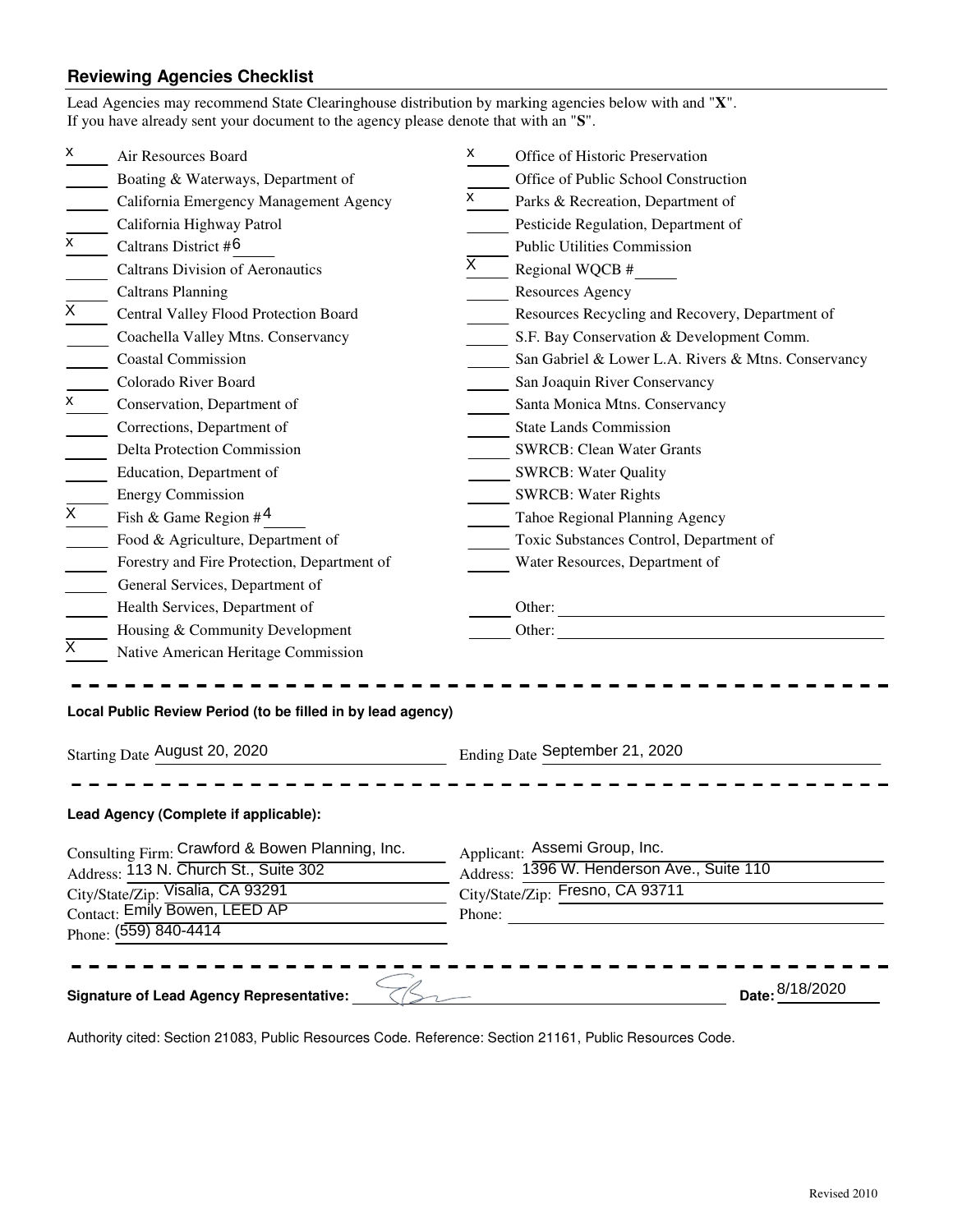## Reviewing Agencies Checklist

Lead Agencies may recommend State Clearinghouse distribution by marking agencies below with and "**X**".
If you have already sent your document to the agency please denote that with an "**S**".

| | | | |
|---|---|---|---|
| x | Air Resources Board | x | Office of Historic Preservation |
| | Boating & Waterways, Department of | | Office of Public School Construction |
| | California Emergency Management Agency | x | Parks & Recreation, Department of |
| | California Highway Patrol | | Pesticide Regulation, Department of |
| x | Caltrans District # 6 | | Public Utilities Commission |
| | Caltrans Division of Aeronautics | X | Regional WQCB # |
| | Caltrans Planning | | Resources Agency |
| X | Central Valley Flood Protection Board | | Resources Recycling and Recovery, Department of |
| | Coachella Valley Mtns. Conservancy | | S.F. Bay Conservation & Development Comm. |
| | Coastal Commission | | San Gabriel & Lower L.A. Rivers & Mtns. Conservancy |
| | Colorado River Board | | San Joaquin River Conservancy |
| x | Conservation, Department of | | Santa Monica Mtns. Conservancy |
| | Corrections, Department of | | State Lands Commission |
| | Delta Protection Commission | | SWRCB: Clean Water Grants |
| | Education, Department of | | SWRCB: Water Quality |
| | Energy Commission | | SWRCB: Water Rights |
| X | Fish & Game Region # 4 | | Tahoe Regional Planning Agency |
| | Food & Agriculture, Department of | | Toxic Substances Control, Department of |
| | Forestry and Fire Protection, Department of | | Water Resources, Department of |
| | General Services, Department of | | |
| | Health Services, Department of | | Other: |
| | Housing & Community Development | | Other: |
| X | Native American Heritage Commission | | |

---

**Local Public Review Period (to be filled in by lead agency)**

Starting Date August 20, 2020 Ending Date September 21, 2020

---

**Lead Agency (Complete if applicable):**

Consulting Firm: Crawford & Bowen Planning, Inc.
Address: 113 N. Church St., Suite 302
City/State/Zip: Visalia, CA 93291
Contact: Emily Bowen, LEED AP
Phone: (559) 840-4414

Applicant: Assemi Group, Inc.
Address: 1396 W. Henderson Ave., Suite 110
City/State/Zip: Fresno, CA 93711
Phone:

---

**Signature of Lead Agency Representative:** **Date:** 8/18/2020

Authority cited: Section 21083, Public Resources Code. Reference: Section 21161, Public Resources Code.

Revised 2010